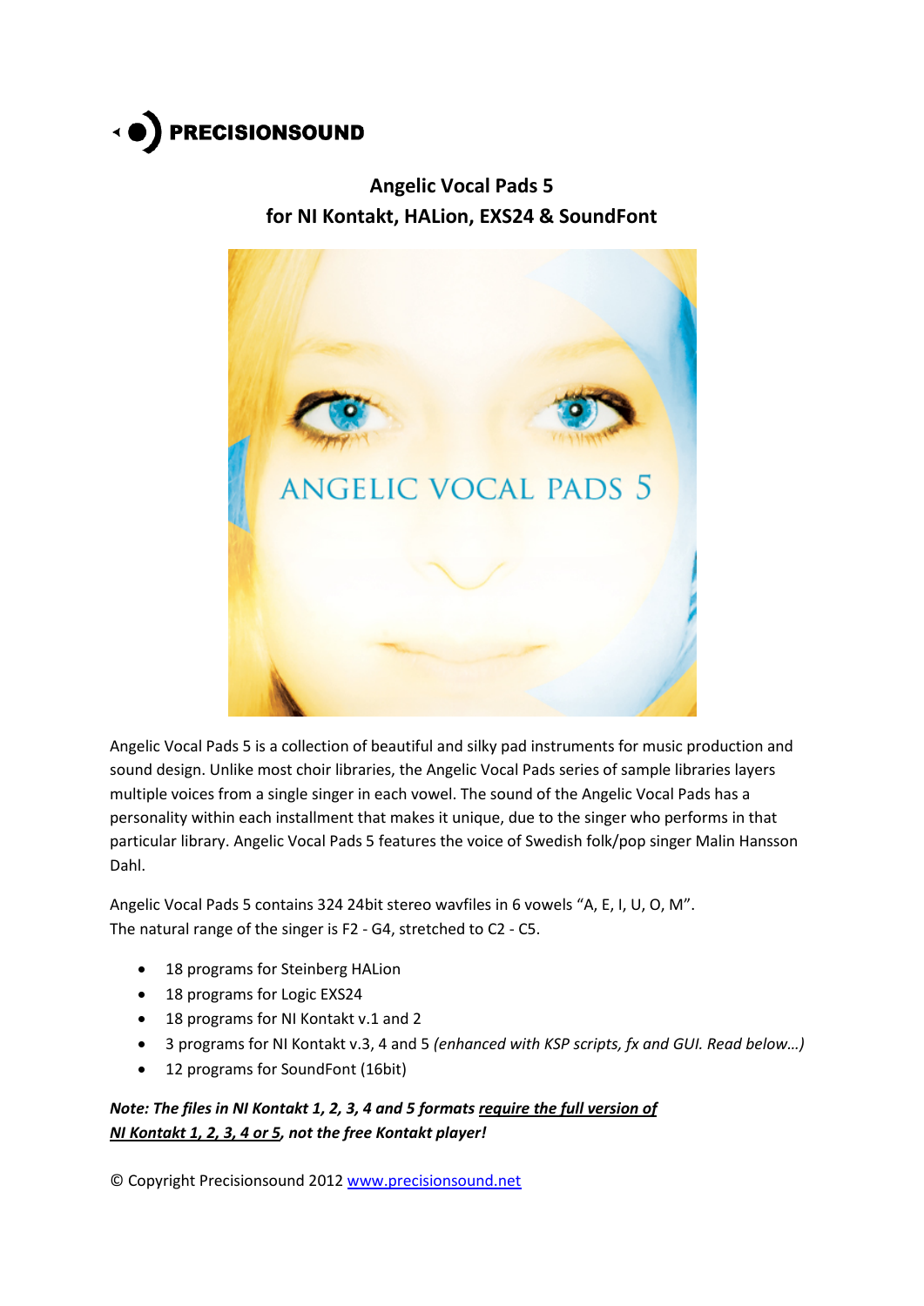PRECISIONSOUND

# Angelic Vocal Pads 5
## for NI Kontakt, HALion, EXS24 & SoundFont

Angelic Vocal Pads 5 is a collection of beautiful and silky pad instruments for music production and sound design. Unlike most choir libraries, the Angelic Vocal Pads series of sample libraries layers multiple voices from a single singer in each vowel. The sound of the Angelic Vocal Pads has a personality within each installment that makes it unique, due to the singer who performs in that particular library. Angelic Vocal Pads 5 features the voice of Swedish folk/pop singer Malin Hansson Dahl.

Angelic Vocal Pads 5 contains 324 24bit stereo wavfiles in 6 vowels "A, E, I, U, O, M".
The natural range of the singer is F2 - G4, stretched to C2 - C5.

- 18 programs for Steinberg HALion
- 18 programs for Logic EXS24
- 18 programs for NI Kontakt v.1 and 2
- 3 programs for NI Kontakt v.3, 4 and 5 *(enhanced with KSP scripts, fx and GUI. Read below…)*
- 12 programs for SoundFont (16bit)

***Note: The files in NI Kontakt 1, 2, 3, 4 and 5 formats require the full version of NI Kontakt 1, 2, 3, 4 or 5, not the free Kontakt player!***

© Copyright Precisionsound 2012 www.precisionsound.net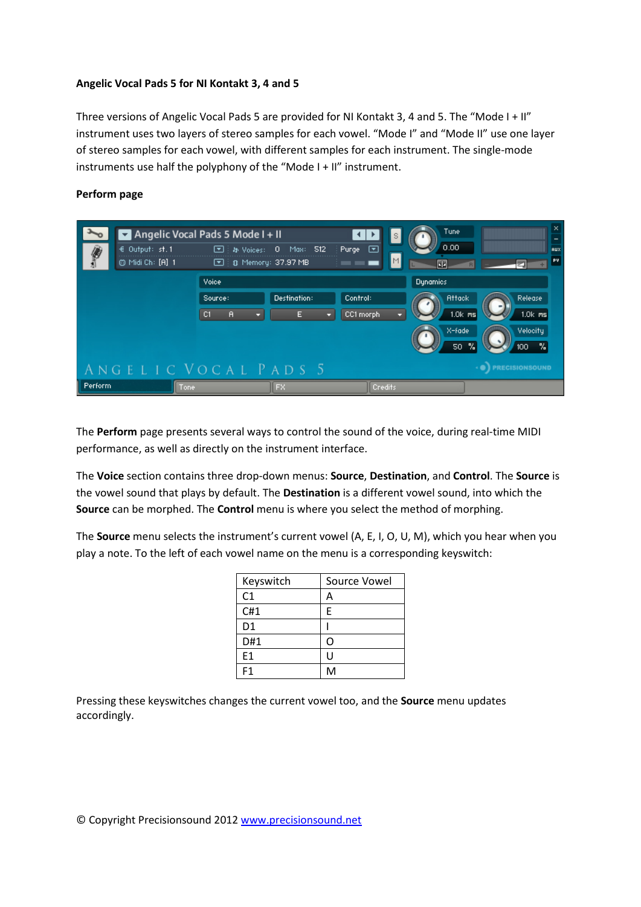**Angelic Vocal Pads 5 for NI Kontakt 3, 4 and 5**

Three versions of Angelic Vocal Pads 5 are provided for NI Kontakt 3, 4 and 5. The “Mode I + II” instrument uses two layers of stereo samples for each vowel. “Mode I” and “Mode II” use one layer of stereo samples for each vowel, with different samples for each instrument. The single-mode instruments use half the polyphony of the “Mode I + II” instrument.

**Perform page**

The **Perform** page presents several ways to control the sound of the voice, during real-time MIDI performance, as well as directly on the instrument interface.

The **Voice** section contains three drop-down menus: **Source**, **Destination**, and **Control**. The **Source** is the vowel sound that plays by default. The **Destination** is a different vowel sound, into which the **Source** can be morphed. The **Control** menu is where you select the method of morphing.

The **Source** menu selects the instrument’s current vowel (A, E, I, O, U, M), which you hear when you play a note. To the left of each vowel name on the menu is a corresponding keyswitch:

| Keyswitch | Source Vowel |
|---|---|
| C1 | A |
| C#1 | E |
| D1 | I |
| D#1 | O |
| E1 | U |
| F1 | M |

Pressing these keyswitches changes the current vowel too, and the **Source** menu updates accordingly.

© Copyright Precisionsound 2012 www.precisionsound.net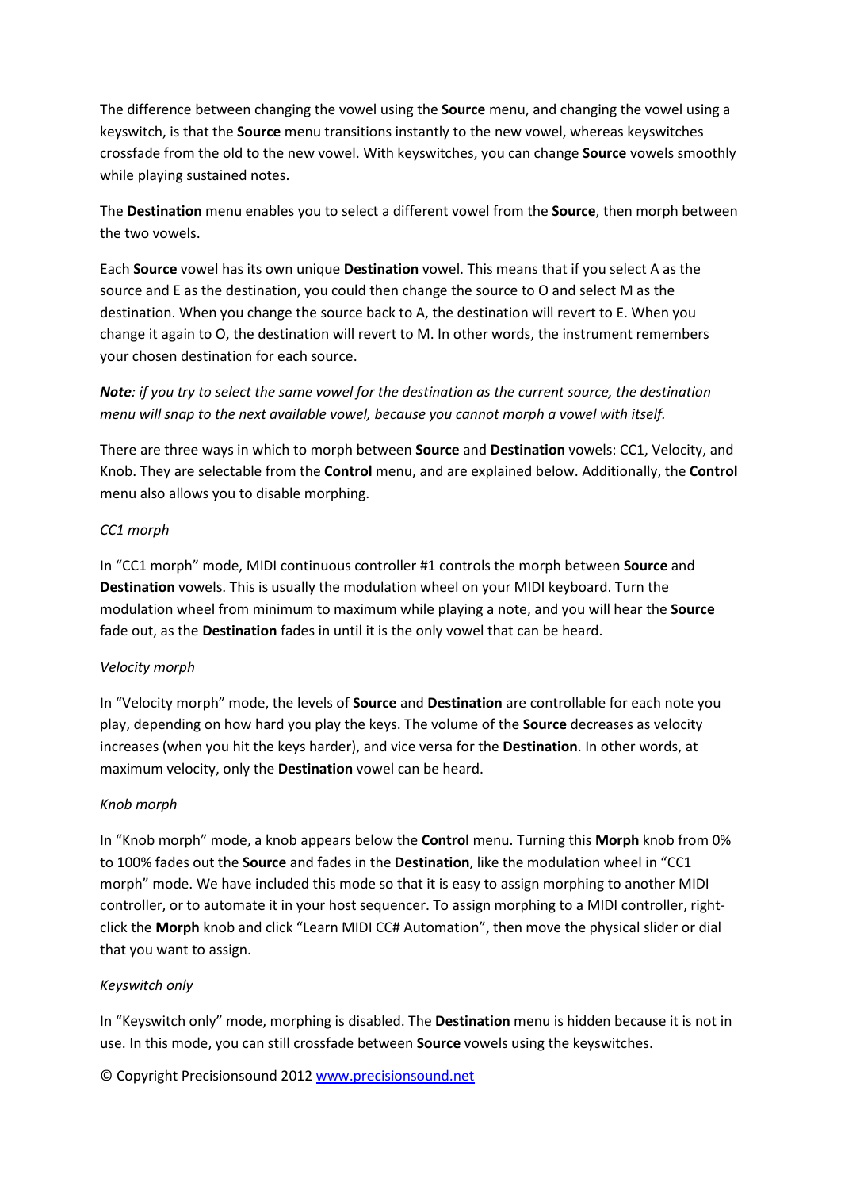The difference between changing the vowel using the **Source** menu, and changing the vowel using a keyswitch, is that the **Source** menu transitions instantly to the new vowel, whereas keyswitches crossfade from the old to the new vowel. With keyswitches, you can change **Source** vowels smoothly while playing sustained notes.

The **Destination** menu enables you to select a different vowel from the **Source**, then morph between the two vowels.

Each **Source** vowel has its own unique **Destination** vowel. This means that if you select A as the source and E as the destination, you could then change the source to O and select M as the destination. When you change the source back to A, the destination will revert to E. When you change it again to O, the destination will revert to M. In other words, the instrument remembers your chosen destination for each source.

***Note****: if you try to select the same vowel for the destination as the current source, the destination menu will snap to the next available vowel, because you cannot morph a vowel with itself.*

There are three ways in which to morph between **Source** and **Destination** vowels: CC1, Velocity, and Knob. They are selectable from the **Control** menu, and are explained below. Additionally, the **Control** menu also allows you to disable morphing.

*CC1 morph*

In "CC1 morph" mode, MIDI continuous controller #1 controls the morph between **Source** and **Destination** vowels. This is usually the modulation wheel on your MIDI keyboard. Turn the modulation wheel from minimum to maximum while playing a note, and you will hear the **Source** fade out, as the **Destination** fades in until it is the only vowel that can be heard.

*Velocity morph*

In "Velocity morph" mode, the levels of **Source** and **Destination** are controllable for each note you play, depending on how hard you play the keys. The volume of the **Source** decreases as velocity increases (when you hit the keys harder), and vice versa for the **Destination**. In other words, at maximum velocity, only the **Destination** vowel can be heard.

*Knob morph*

In "Knob morph" mode, a knob appears below the **Control** menu. Turning this **Morph** knob from 0% to 100% fades out the **Source** and fades in the **Destination**, like the modulation wheel in "CC1 morph" mode. We have included this mode so that it is easy to assign morphing to another MIDI controller, or to automate it in your host sequencer. To assign morphing to a MIDI controller, right-click the **Morph** knob and click "Learn MIDI CC# Automation", then move the physical slider or dial that you want to assign.

*Keyswitch only*

In "Keyswitch only" mode, morphing is disabled. The **Destination** menu is hidden because it is not in use. In this mode, you can still crossfade between **Source** vowels using the keyswitches.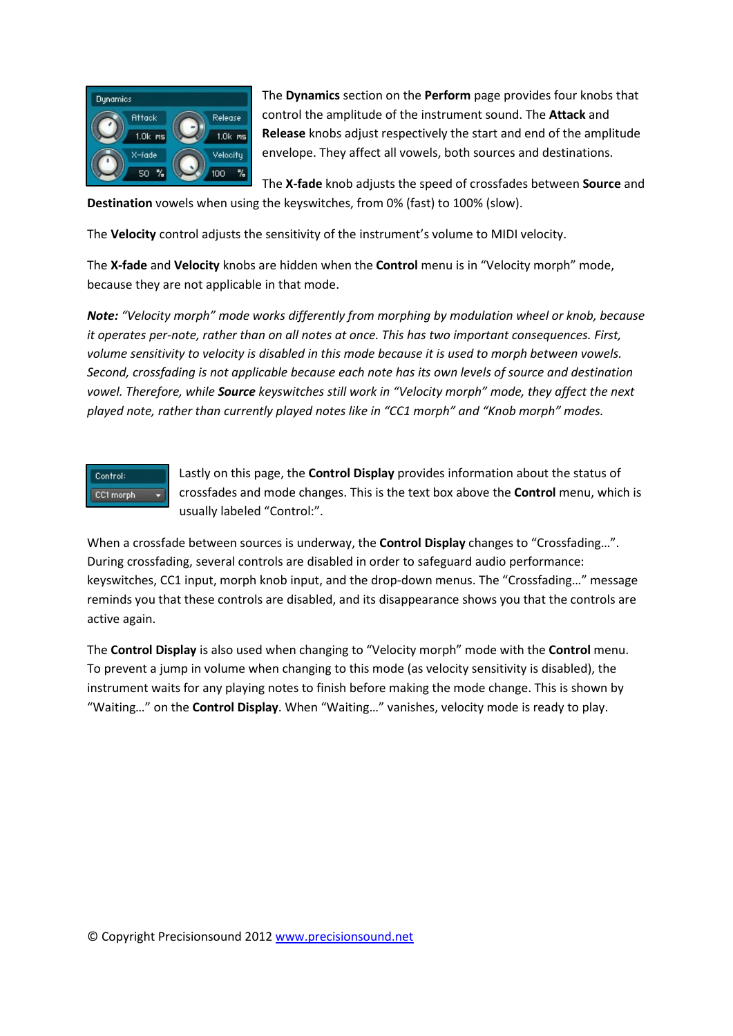The **Dynamics** section on the **Perform** page provides four knobs that control the amplitude of the instrument sound. The **Attack** and **Release** knobs adjust respectively the start and end of the amplitude envelope. They affect all vowels, both sources and destinations.

The **X-fade** knob adjusts the speed of crossfades between **Source** and **Destination** vowels when using the keyswitches, from 0% (fast) to 100% (slow).

The **Velocity** control adjusts the sensitivity of the instrument's volume to MIDI velocity.

The **X-fade** and **Velocity** knobs are hidden when the **Control** menu is in "Velocity morph" mode, because they are not applicable in that mode.

***Note:*** *"Velocity morph" mode works differently from morphing by modulation wheel or knob, because it operates per-note, rather than on all notes at once. This has two important consequences. First, volume sensitivity to velocity is disabled in this mode because it is used to morph between vowels. Second, crossfading is not applicable because each note has its own levels of source and destination vowel. Therefore, while* ***Source*** *keyswitches still work in "Velocity morph" mode, they affect the next played note, rather than currently played notes like in "CC1 morph" and "Knob morph" modes.*

Lastly on this page, the **Control Display** provides information about the status of crossfades and mode changes. This is the text box above the **Control** menu, which is usually labeled "Control:".

When a crossfade between sources is underway, the **Control Display** changes to "Crossfading…". During crossfading, several controls are disabled in order to safeguard audio performance: keyswitches, CC1 input, morph knob input, and the drop-down menus. The "Crossfading…" message reminds you that these controls are disabled, and its disappearance shows you that the controls are active again.

The **Control Display** is also used when changing to "Velocity morph" mode with the **Control** menu. To prevent a jump in volume when changing to this mode (as velocity sensitivity is disabled), the instrument waits for any playing notes to finish before making the mode change. This is shown by "Waiting…" on the **Control Display**. When "Waiting…" vanishes, velocity mode is ready to play.

© Copyright Precisionsound 2012 www.precisionsound.net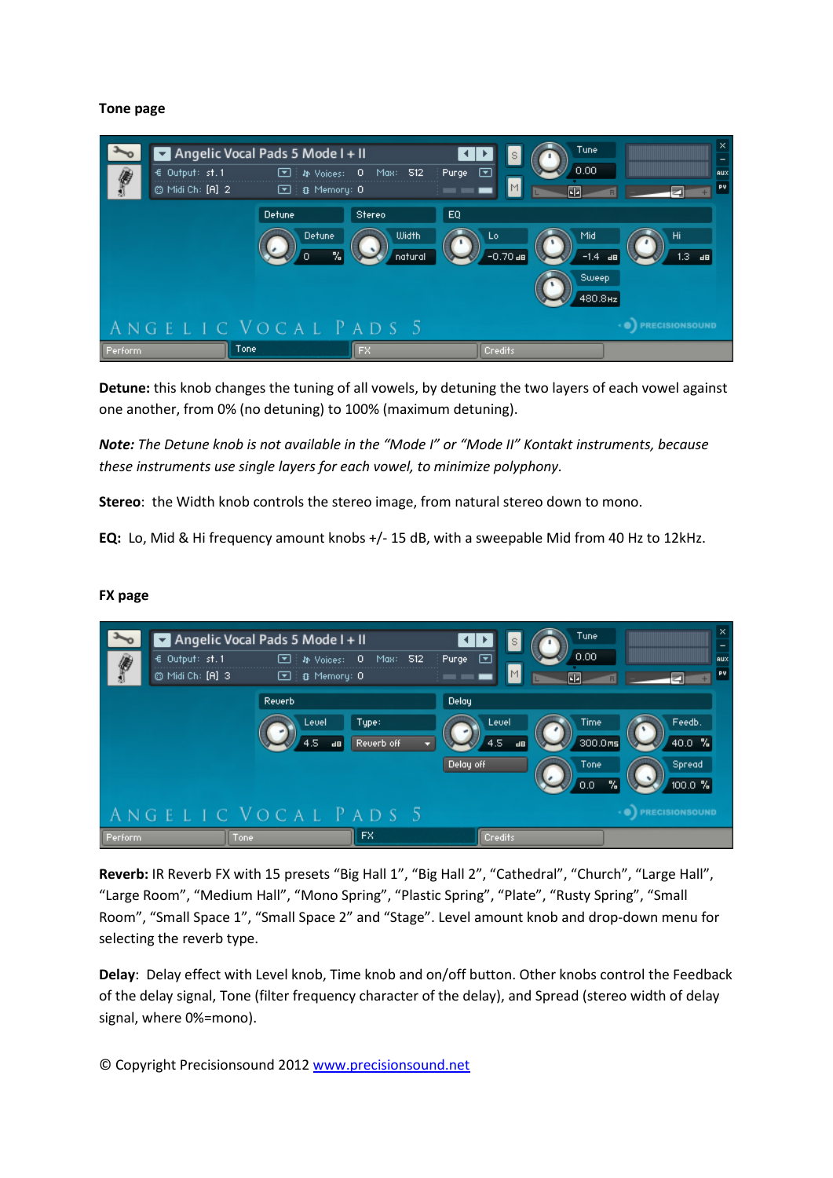**Tone page**

**Detune:** this knob changes the tuning of all vowels, by detuning the two layers of each vowel against one another, from 0% (no detuning) to 100% (maximum detuning).

***Note:*** *The Detune knob is not available in the "Mode I" or "Mode II" Kontakt instruments, because these instruments use single layers for each vowel, to minimize polyphony.*

**Stereo**: the Width knob controls the stereo image, from natural stereo down to mono.

**EQ:** Lo, Mid & Hi frequency amount knobs +/- 15 dB, with a sweepable Mid from 40 Hz to 12kHz.

**FX page**

**Reverb:** IR Reverb FX with 15 presets "Big Hall 1", "Big Hall 2", "Cathedral", "Church", "Large Hall", "Large Room", "Medium Hall", "Mono Spring", "Plastic Spring", "Plate", "Rusty Spring", "Small Room", "Small Space 1", "Small Space 2" and "Stage". Level amount knob and drop-down menu for selecting the reverb type.

**Delay**: Delay effect with Level knob, Time knob and on/off button. Other knobs control the Feedback of the delay signal, Tone (filter frequency character of the delay), and Spread (stereo width of delay signal, where 0%=mono).

© Copyright Precisionsound 2012 [www.precisionsound.net](http://www.precisionsound.net)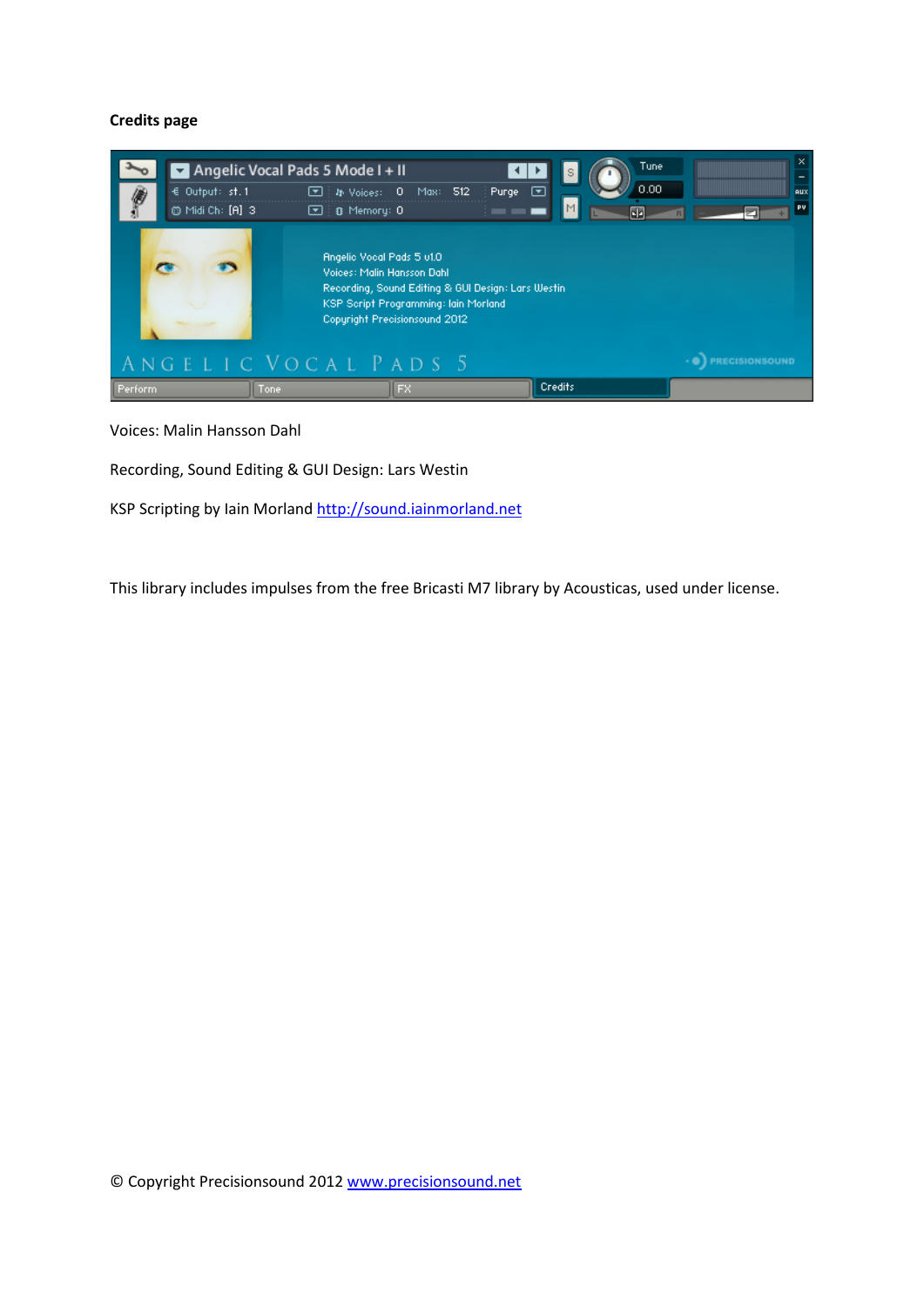**Credits page**

Voices: Malin Hansson Dahl

Recording, Sound Editing & GUI Design: Lars Westin

KSP Scripting by Iain Morland [http://sound.iainmorland.net](http://sound.iainmorland.net)

This library includes impulses from the free Bricasti M7 library by Acousticas, used under license.

© Copyright Precisionsound 2012 [www.precisionsound.net](http://www.precisionsound.net)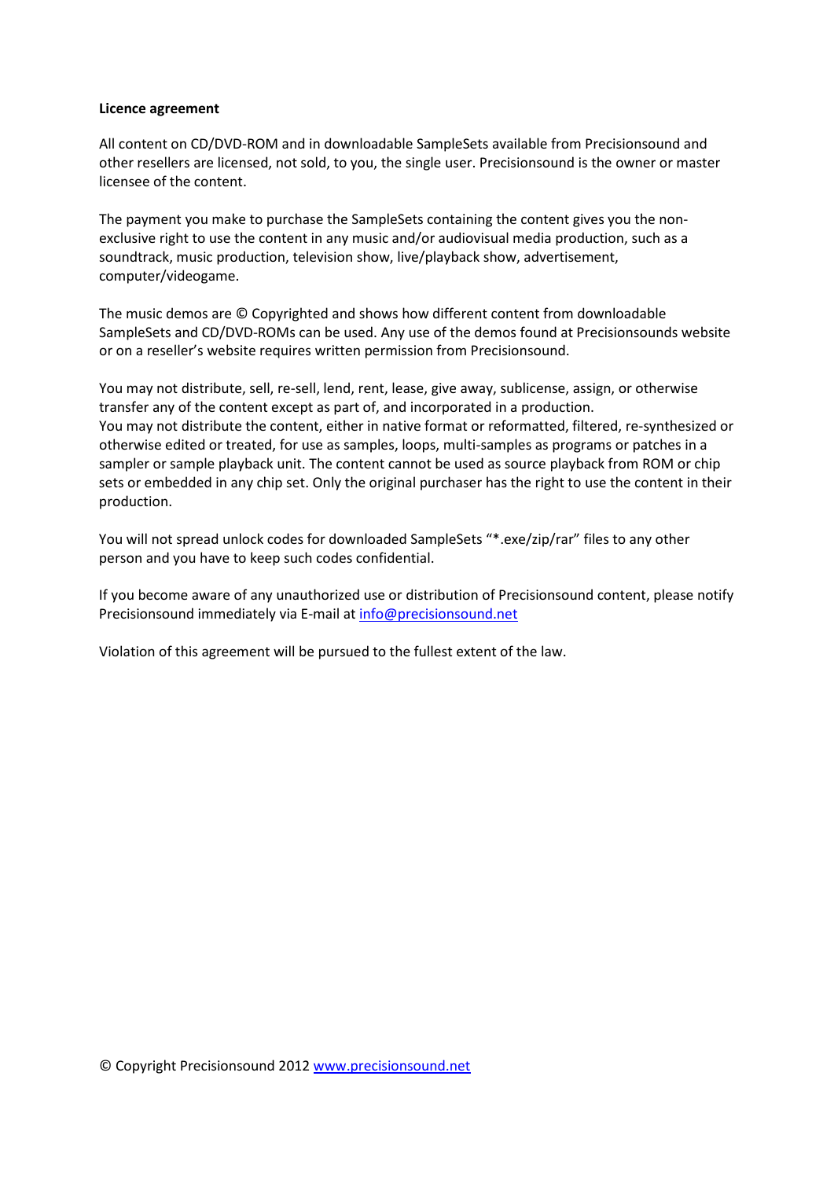**Licence agreement**

All content on CD/DVD-ROM and in downloadable SampleSets available from Precisionsound and other resellers are licensed, not sold, to you, the single user. Precisionsound is the owner or master licensee of the content.

The payment you make to purchase the SampleSets containing the content gives you the non-exclusive right to use the content in any music and/or audiovisual media production, such as a soundtrack, music production, television show, live/playback show, advertisement, computer/videogame.

The music demos are © Copyrighted and shows how different content from downloadable SampleSets and CD/DVD-ROMs can be used. Any use of the demos found at Precisionsounds website or on a reseller's website requires written permission from Precisionsound.

You may not distribute, sell, re-sell, lend, rent, lease, give away, sublicense, assign, or otherwise transfer any of the content except as part of, and incorporated in a production.
You may not distribute the content, either in native format or reformatted, filtered, re-synthesized or otherwise edited or treated, for use as samples, loops, multi-samples as programs or patches in a sampler or sample playback unit. The content cannot be used as source playback from ROM or chip sets or embedded in any chip set. Only the original purchaser has the right to use the content in their production.

You will not spread unlock codes for downloaded SampleSets "*.exe/zip/rar" files to any other person and you have to keep such codes confidential.

If you become aware of any unauthorized use or distribution of Precisionsound content, please notify Precisionsound immediately via E-mail at info@precisionsound.net

Violation of this agreement will be pursued to the fullest extent of the law.

© Copyright Precisionsound 2012 www.precisionsound.net